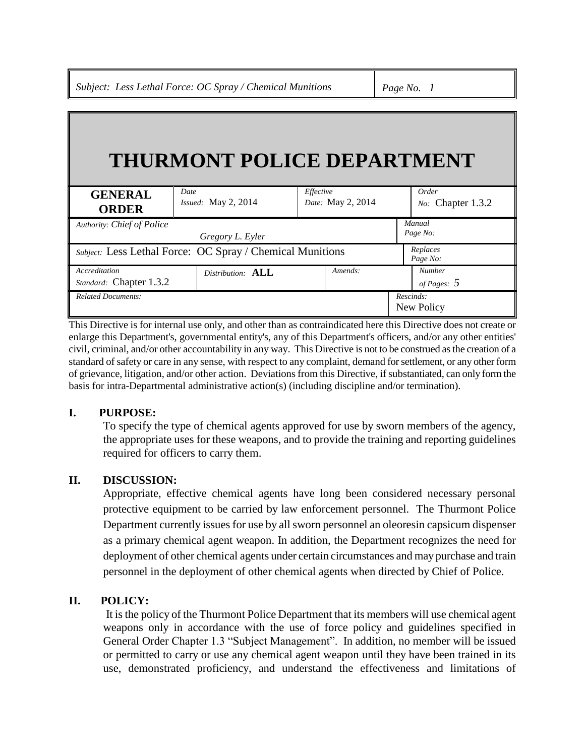# THURMONT POLICE DEPARTMENT

| GENERAL ORDER | Date Issued: May 2, 2014 | Effective Date: May 2, 2014 | Order No: Chapter 1.3.2 |
|---|---|---|---|
| Authority: Chief of Police Gregory L. Eyler | | | Manual Page No: |
| Subject: Less Lethal Force: OC Spray / Chemical Munitions | | | Replaces Page No: |
| Accreditation Standard: Chapter 1.3.2 | Distribution: **ALL** | Amends: | Number of Pages: 5 |
| Related Documents: | | | Rescinds: New Policy |

This Directive is for internal use only, and other than as contraindicated here this Directive does not create or enlarge this Department's, governmental entity's, any of this Department's officers, and/or any other entities' civil, criminal, and/or other accountability in any way. This Directive is not to be construed as the creation of a standard of safety or care in any sense, with respect to any complaint, demand for settlement, or any other form of grievance, litigation, and/or other action. Deviations from this Directive, if substantiated, can only form the basis for intra-Departmental administrative action(s) (including discipline and/or termination).

## I. PURPOSE:

To specify the type of chemical agents approved for use by sworn members of the agency, the appropriate uses for these weapons, and to provide the training and reporting guidelines required for officers to carry them.

## II. DISCUSSION:

Appropriate, effective chemical agents have long been considered necessary personal protective equipment to be carried by law enforcement personnel. The Thurmont Police Department currently issues for use by all sworn personnel an oleoresin capsicum dispenser as a primary chemical agent weapon. In addition, the Department recognizes the need for deployment of other chemical agents under certain circumstances and may purchase and train personnel in the deployment of other chemical agents when directed by Chief of Police.

## II. POLICY:

It is the policy of the Thurmont Police Department that its members will use chemical agent weapons only in accordance with the use of force policy and guidelines specified in General Order Chapter 1.3 "Subject Management". In addition, no member will be issued or permitted to carry or use any chemical agent weapon until they have been trained in its use, demonstrated proficiency, and understand the effectiveness and limitations of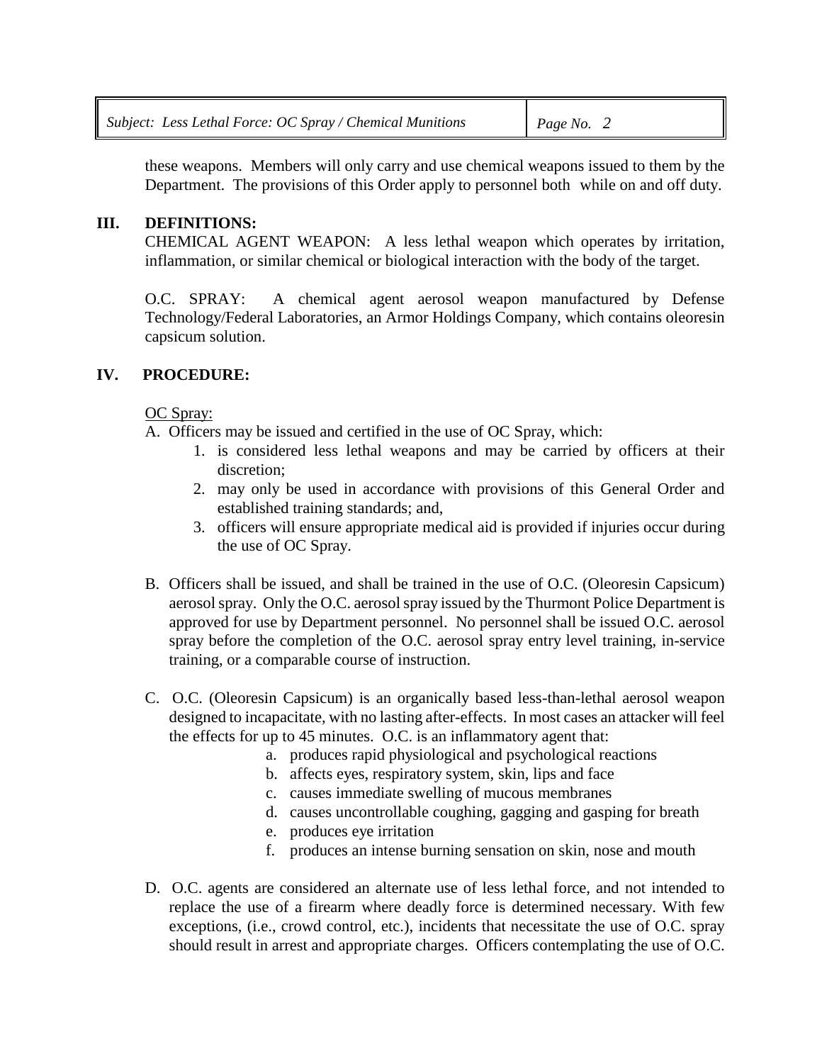these weapons. Members will only carry and use chemical weapons issued to them by the Department. The provisions of this Order apply to personnel both while on and off duty.

## III. DEFINITIONS:

CHEMICAL AGENT WEAPON: A less lethal weapon which operates by irritation, inflammation, or similar chemical or biological interaction with the body of the target.

O.C. SPRAY: A chemical agent aerosol weapon manufactured by Defense Technology/Federal Laboratories, an Armor Holdings Company, which contains oleoresin capsicum solution.

## IV. PROCEDURE:

<u>OC Spray:</u>

A. Officers may be issued and certified in the use of OC Spray, which:
   1. is considered less lethal weapons and may be carried by officers at their discretion;
   2. may only be used in accordance with provisions of this General Order and established training standards; and,
   3. officers will ensure appropriate medical aid is provided if injuries occur during the use of OC Spray.

B. Officers shall be issued, and shall be trained in the use of O.C. (Oleoresin Capsicum) aerosol spray. Only the O.C. aerosol spray issued by the Thurmont Police Department is approved for use by Department personnel. No personnel shall be issued O.C. aerosol spray before the completion of the O.C. aerosol spray entry level training, in-service training, or a comparable course of instruction.

C. O.C. (Oleoresin Capsicum) is an organically based less-than-lethal aerosol weapon designed to incapacitate, with no lasting after-effects. In most cases an attacker will feel the effects for up to 45 minutes. O.C. is an inflammatory agent that:
   a. produces rapid physiological and psychological reactions
   b. affects eyes, respiratory system, skin, lips and face
   c. causes immediate swelling of mucous membranes
   d. causes uncontrollable coughing, gagging and gasping for breath
   e. produces eye irritation
   f. produces an intense burning sensation on skin, nose and mouth

D. O.C. agents are considered an alternate use of less lethal force, and not intended to replace the use of a firearm where deadly force is determined necessary. With few exceptions, (i.e., crowd control, etc.), incidents that necessitate the use of O.C. spray should result in arrest and appropriate charges. Officers contemplating the use of O.C.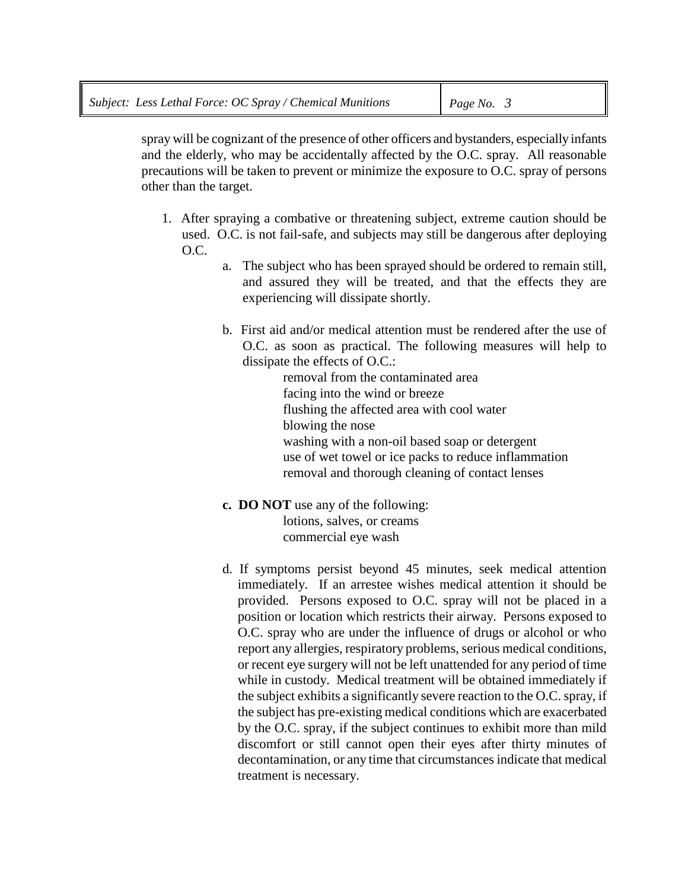spray will be cognizant of the presence of other officers and bystanders, especially infants and the elderly, who may be accidentally affected by the O.C. spray. All reasonable precautions will be taken to prevent or minimize the exposure to O.C. spray of persons other than the target.

1. After spraying a combative or threatening subject, extreme caution should be used. O.C. is not fail-safe, and subjects may still be dangerous after deploying O.C.

    a. The subject who has been sprayed should be ordered to remain still, and assured they will be treated, and that the effects they are experiencing will dissipate shortly.

    b. First aid and/or medical attention must be rendered after the use of O.C. as soon as practical. The following measures will help to dissipate the effects of O.C.:

        removal from the contaminated area
        facing into the wind or breeze
        flushing the affected area with cool water
        blowing the nose
        washing with a non-oil based soap or detergent
        use of wet towel or ice packs to reduce inflammation
        removal and thorough cleaning of contact lenses

    **c. DO NOT** use any of the following:

        lotions, salves, or creams
        commercial eye wash

    d. If symptoms persist beyond 45 minutes, seek medical attention immediately. If an arrestee wishes medical attention it should be provided. Persons exposed to O.C. spray will not be placed in a position or location which restricts their airway. Persons exposed to O.C. spray who are under the influence of drugs or alcohol or who report any allergies, respiratory problems, serious medical conditions, or recent eye surgery will not be left unattended for any period of time while in custody. Medical treatment will be obtained immediately if the subject exhibits a significantly severe reaction to the O.C. spray, if the subject has pre-existing medical conditions which are exacerbated by the O.C. spray, if the subject continues to exhibit more than mild discomfort or still cannot open their eyes after thirty minutes of decontamination, or any time that circumstances indicate that medical treatment is necessary.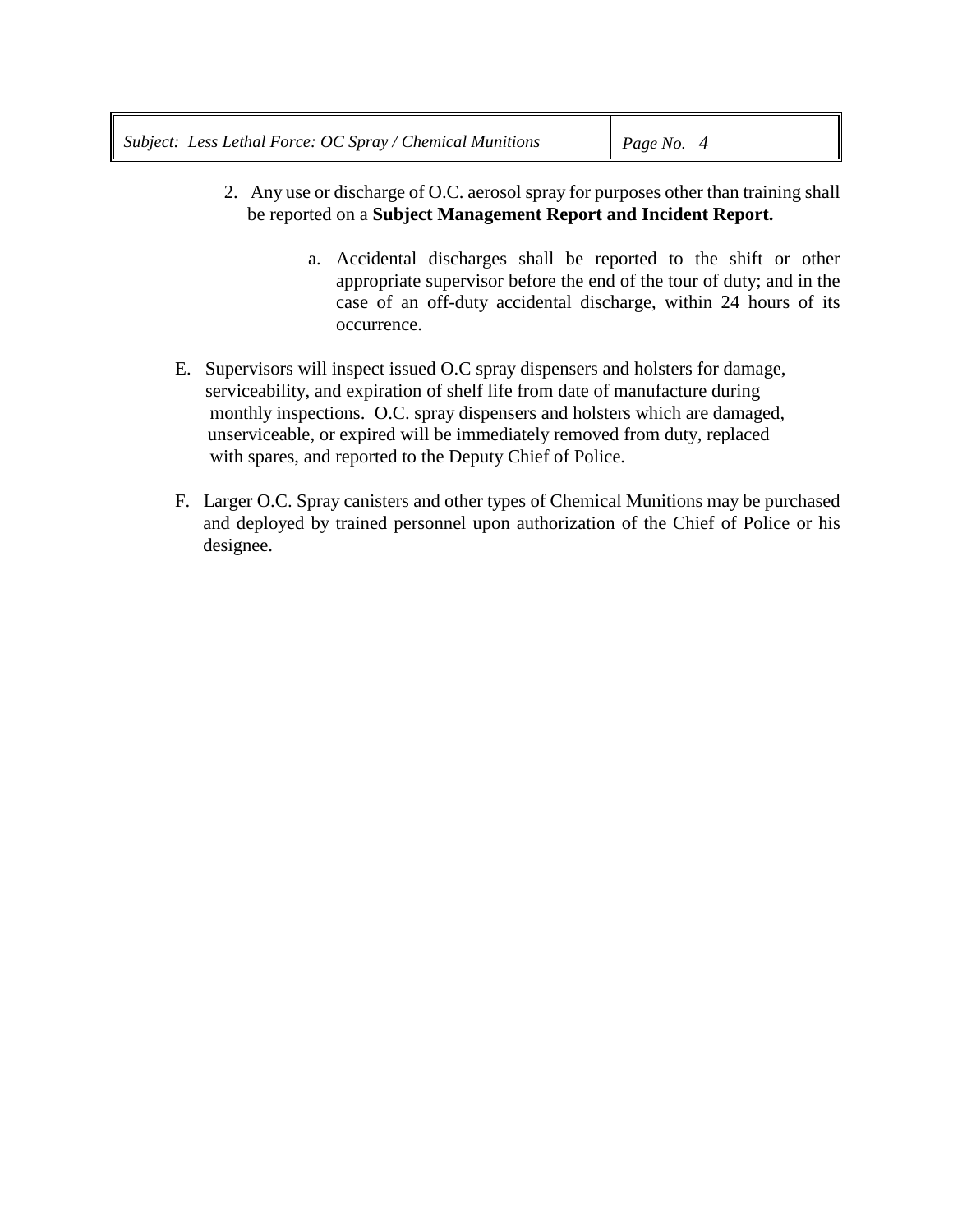2. Any use or discharge of O.C. aerosol spray for purposes other than training shall be reported on a **Subject Management Report and Incident Report.**

    a. Accidental discharges shall be reported to the shift or other appropriate supervisor before the end of the tour of duty; and in the case of an off-duty accidental discharge, within 24 hours of its occurrence.

E. Supervisors will inspect issued O.C spray dispensers and holsters for damage, serviceability, and expiration of shelf life from date of manufacture during monthly inspections. O.C. spray dispensers and holsters which are damaged, unserviceable, or expired will be immediately removed from duty, replaced with spares, and reported to the Deputy Chief of Police.

F. Larger O.C. Spray canisters and other types of Chemical Munitions may be purchased and deployed by trained personnel upon authorization of the Chief of Police or his designee.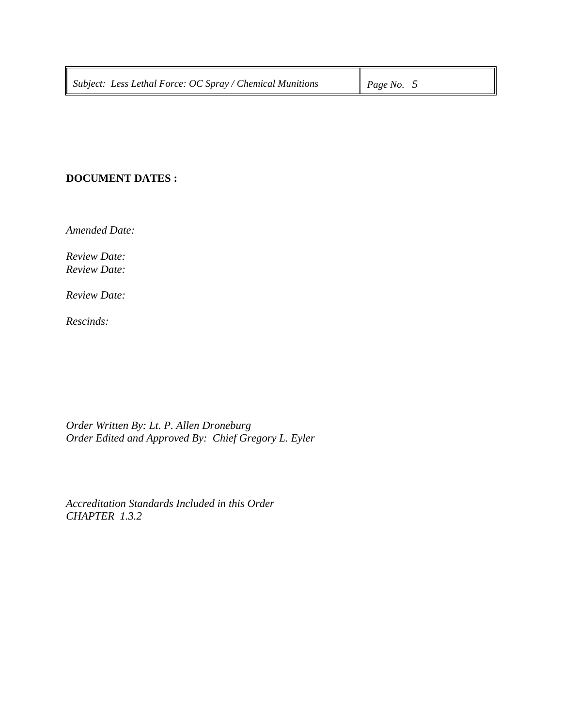**DOCUMENT DATES :**

*Amended Date:*

*Review Date:*
*Review Date:*

*Review Date:*

*Rescinds:*

*Order Written By: Lt. P. Allen Droneburg*
*Order Edited and Approved By: Chief Gregory L. Eyler*

*Accreditation Standards Included in this Order*
*CHAPTER 1.3.2*